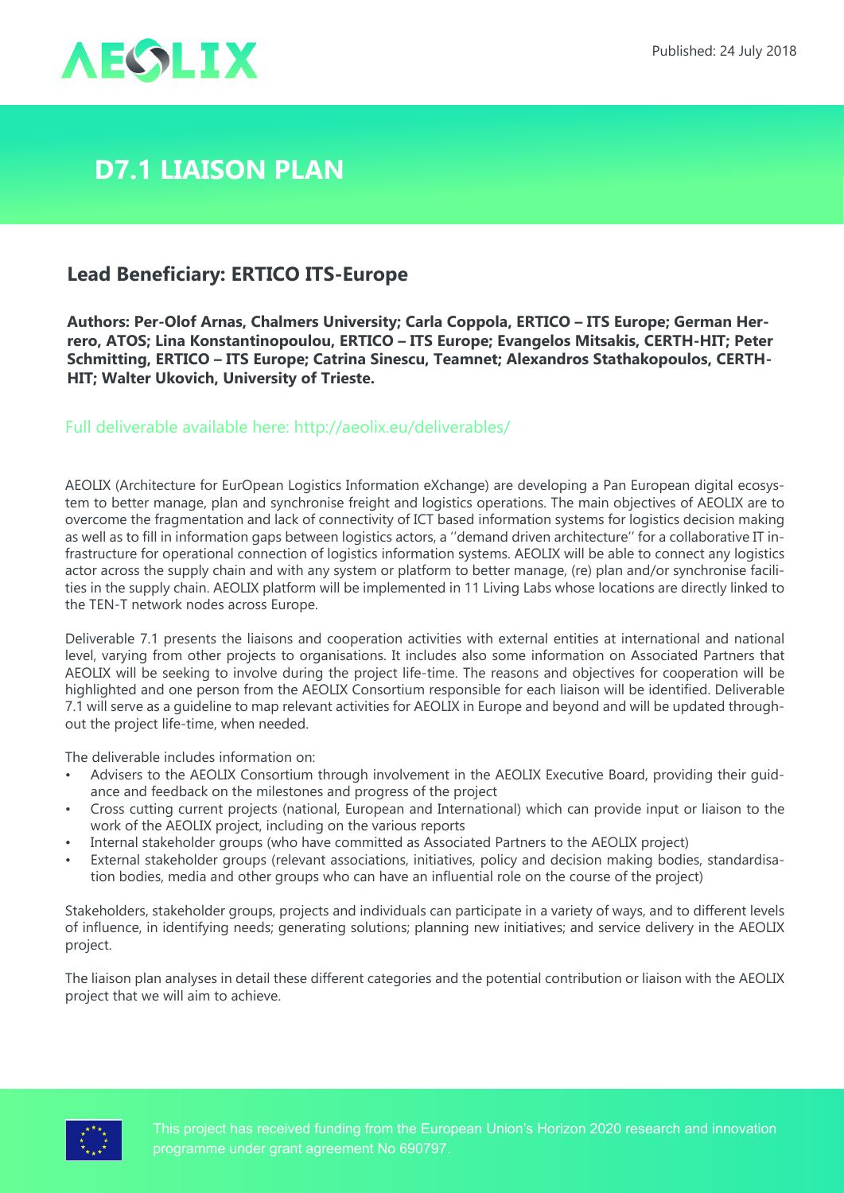AEOLIX

Published: 24 July 2018

# D7.1 LIAISON PLAN

## Lead Beneficiary: ERTICO ITS-Europe

**Authors: Per-Olof Arnas, Chalmers University; Carla Coppola, ERTICO – ITS Europe; German Herrero, ATOS; Lina Konstantinopoulou, ERTICO – ITS Europe; Evangelos Mitsakis, CERTH-HIT; Peter Schmitting, ERTICO – ITS Europe; Catrina Sinescu, Teamnet; Alexandros Stathakopoulos, CERTH-HIT; Walter Ukovich, University of Trieste.**

Full deliverable available here: http://aeolix.eu/deliverables/

AEOLIX (Architecture for EurOpean Logistics Information eXchange) are developing a Pan European digital ecosystem to better manage, plan and synchronise freight and logistics operations. The main objectives of AEOLIX are to overcome the fragmentation and lack of connectivity of ICT based information systems for logistics decision making as well as to fill in information gaps between logistics actors, a ''demand driven architecture'' for a collaborative IT infrastructure for operational connection of logistics information systems. AEOLIX will be able to connect any logistics actor across the supply chain and with any system or platform to better manage, (re) plan and/or synchronise facilities in the supply chain. AEOLIX platform will be implemented in 11 Living Labs whose locations are directly linked to the TEN-T network nodes across Europe.

Deliverable 7.1 presents the liaisons and cooperation activities with external entities at international and national level, varying from other projects to organisations. It includes also some information on Associated Partners that AEOLIX will be seeking to involve during the project life-time. The reasons and objectives for cooperation will be highlighted and one person from the AEOLIX Consortium responsible for each liaison will be identified. Deliverable 7.1 will serve as a guideline to map relevant activities for AEOLIX in Europe and beyond and will be updated throughout the project life-time, when needed.

The deliverable includes information on:

- Advisers to the AEOLIX Consortium through involvement in the AEOLIX Executive Board, providing their guidance and feedback on the milestones and progress of the project
- Cross cutting current projects (national, European and International) which can provide input or liaison to the work of the AEOLIX project, including on the various reports
- Internal stakeholder groups (who have committed as Associated Partners to the AEOLIX project)
- External stakeholder groups (relevant associations, initiatives, policy and decision making bodies, standardisation bodies, media and other groups who can have an influential role on the course of the project)

Stakeholders, stakeholder groups, projects and individuals can participate in a variety of ways, and to different levels of influence, in identifying needs; generating solutions; planning new initiatives; and service delivery in the AEOLIX project.

The liaison plan analyses in detail these different categories and the potential contribution or liaison with the AEOLIX project that we will aim to achieve.

This project has received funding from the European Union's Horizon 2020 research and innovation programme under grant agreement No 690797.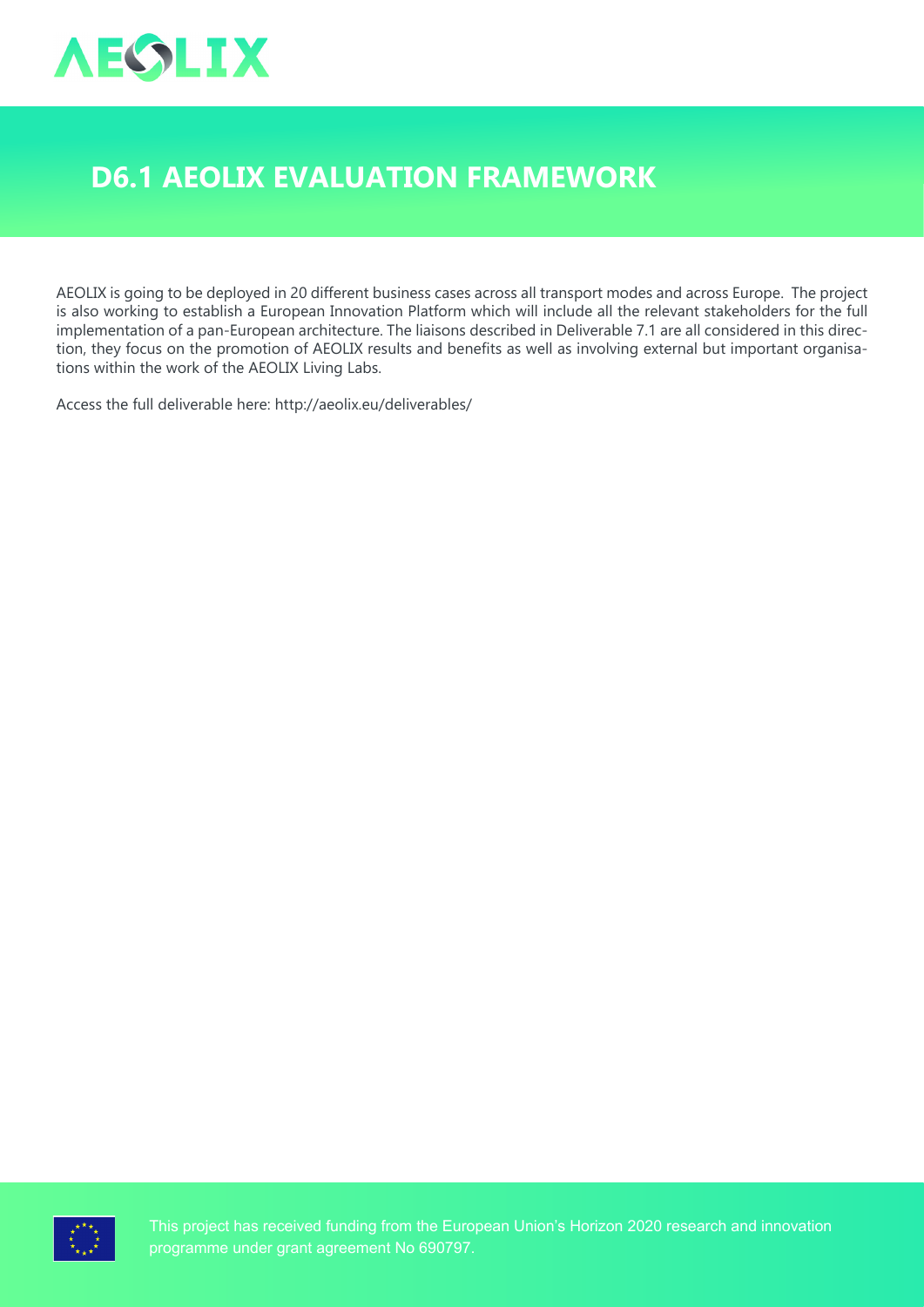# D6.1 AEOLIX EVALUATION FRAMEWORK

AEOLIX is going to be deployed in 20 different business cases across all transport modes and across Europe. The project is also working to establish a European Innovation Platform which will include all the relevant stakeholders for the full implementation of a pan-European architecture. The liaisons described in Deliverable 7.1 are all considered in this direction, they focus on the promotion of AEOLIX results and benefits as well as involving external but important organisations within the work of the AEOLIX Living Labs.

Access the full deliverable here: http://aeolix.eu/deliverables/

This project has received funding from the European Union's Horizon 2020 research and innovation programme under grant agreement No 690797.